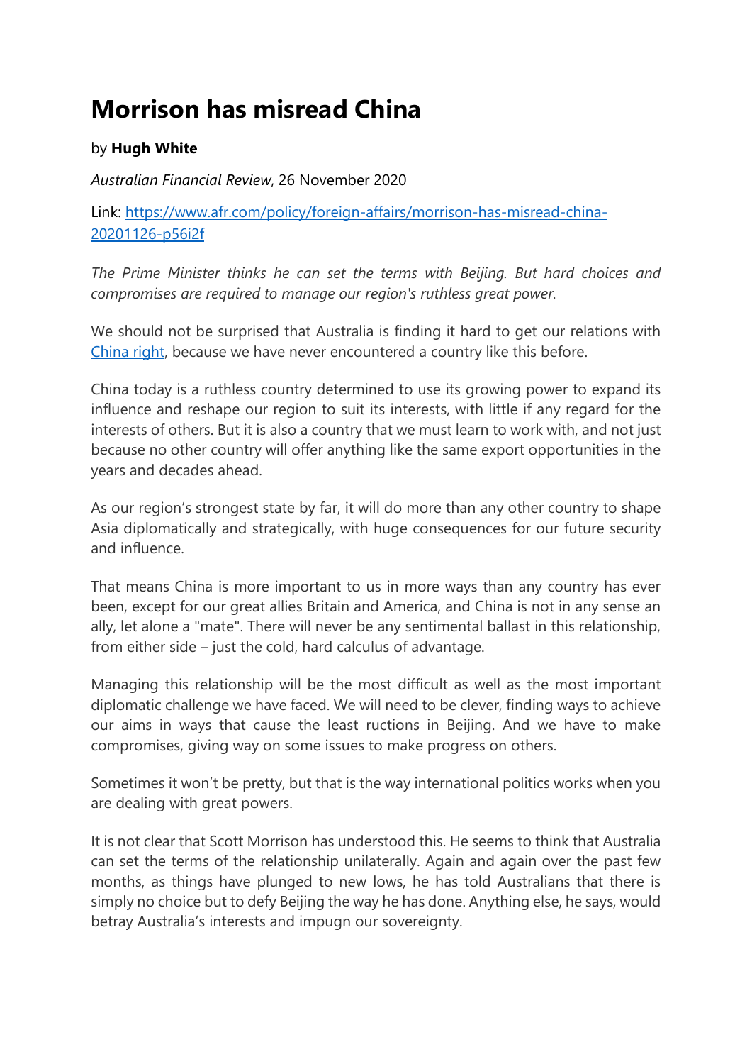# Morrison has misread China

by **Hugh White**

*Australian Financial Review*, 26 November 2020

Link: [https://www.afr.com/policy/foreign-affairs/morrison-has-misread-china-20201126-p56i2f](https://www.afr.com/policy/foreign-affairs/morrison-has-misread-china-20201126-p56i2f)

*The Prime Minister thinks he can set the terms with Beijing. But hard choices and compromises are required to manage our region's ruthless great power.*

We should not be surprised that Australia is finding it hard to get our relations with [China right](#), because we have never encountered a country like this before.

China today is a ruthless country determined to use its growing power to expand its influence and reshape our region to suit its interests, with little if any regard for the interests of others. But it is also a country that we must learn to work with, and not just because no other country will offer anything like the same export opportunities in the years and decades ahead.

As our region's strongest state by far, it will do more than any other country to shape Asia diplomatically and strategically, with huge consequences for our future security and influence.

That means China is more important to us in more ways than any country has ever been, except for our great allies Britain and America, and China is not in any sense an ally, let alone a "mate". There will never be any sentimental ballast in this relationship, from either side – just the cold, hard calculus of advantage.

Managing this relationship will be the most difficult as well as the most important diplomatic challenge we have faced. We will need to be clever, finding ways to achieve our aims in ways that cause the least ructions in Beijing. And we have to make compromises, giving way on some issues to make progress on others.

Sometimes it won't be pretty, but that is the way international politics works when you are dealing with great powers.

It is not clear that Scott Morrison has understood this. He seems to think that Australia can set the terms of the relationship unilaterally. Again and again over the past few months, as things have plunged to new lows, he has told Australians that there is simply no choice but to defy Beijing the way he has done. Anything else, he says, would betray Australia's interests and impugn our sovereignty.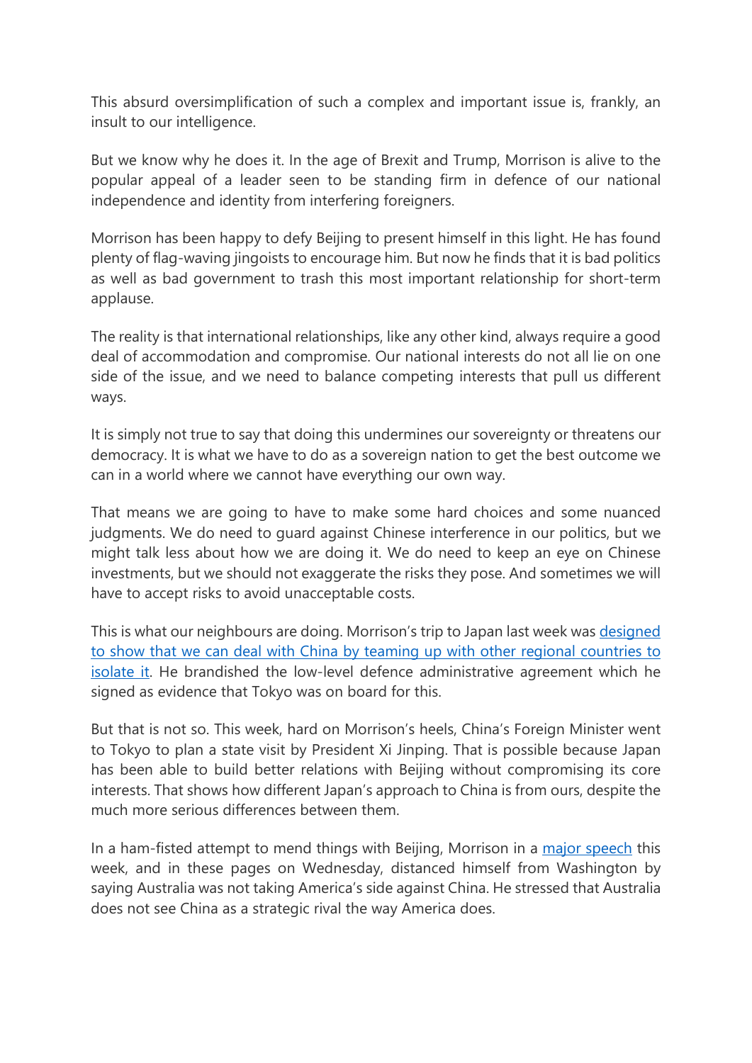This absurd oversimplification of such a complex and important issue is, frankly, an insult to our intelligence.

But we know why he does it. In the age of Brexit and Trump, Morrison is alive to the popular appeal of a leader seen to be standing firm in defence of our national independence and identity from interfering foreigners.

Morrison has been happy to defy Beijing to present himself in this light. He has found plenty of flag-waving jingoists to encourage him. But now he finds that it is bad politics as well as bad government to trash this most important relationship for short-term applause.

The reality is that international relationships, like any other kind, always require a good deal of accommodation and compromise. Our national interests do not all lie on one side of the issue, and we need to balance competing interests that pull us different ways.

It is simply not true to say that doing this undermines our sovereignty or threatens our democracy. It is what we have to do as a sovereign nation to get the best outcome we can in a world where we cannot have everything our own way.

That means we are going to have to make some hard choices and some nuanced judgments. We do need to guard against Chinese interference in our politics, but we might talk less about how we are doing it. We do need to keep an eye on Chinese investments, but we should not exaggerate the risks they pose. And sometimes we will have to accept risks to avoid unacceptable costs.

This is what our neighbours are doing. Morrison's trip to Japan last week was designed to show that we can deal with China by teaming up with other regional countries to isolate it. He brandished the low-level defence administrative agreement which he signed as evidence that Tokyo was on board for this.

But that is not so. This week, hard on Morrison's heels, China's Foreign Minister went to Tokyo to plan a state visit by President Xi Jinping. That is possible because Japan has been able to build better relations with Beijing without compromising its core interests. That shows how different Japan's approach to China is from ours, despite the much more serious differences between them.

In a ham-fisted attempt to mend things with Beijing, Morrison in a major speech this week, and in these pages on Wednesday, distanced himself from Washington by saying Australia was not taking America's side against China. He stressed that Australia does not see China as a strategic rival the way America does.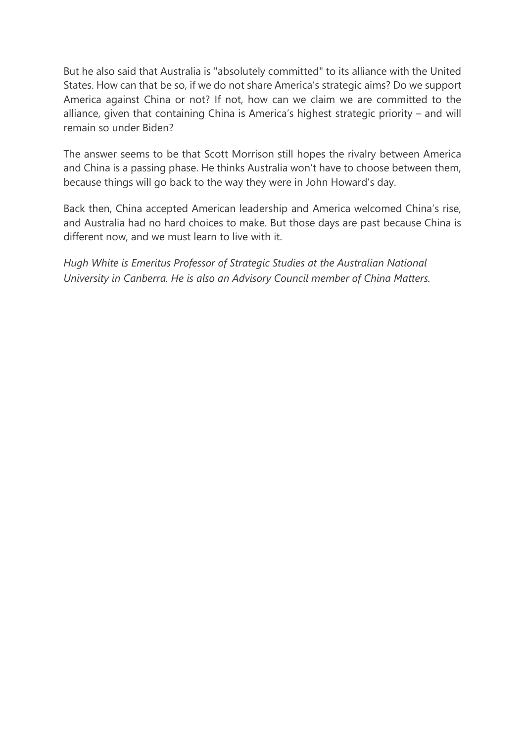But he also said that Australia is "absolutely committed" to its alliance with the United States. How can that be so, if we do not share America's strategic aims? Do we support America against China or not? If not, how can we claim we are committed to the alliance, given that containing China is America's highest strategic priority – and will remain so under Biden?

The answer seems to be that Scott Morrison still hopes the rivalry between America and China is a passing phase. He thinks Australia won't have to choose between them, because things will go back to the way they were in John Howard's day.

Back then, China accepted American leadership and America welcomed China's rise, and Australia had no hard choices to make. But those days are past because China is different now, and we must learn to live with it.

*Hugh White is Emeritus Professor of Strategic Studies at the Australian National University in Canberra. He is also an Advisory Council member of China Matters.*